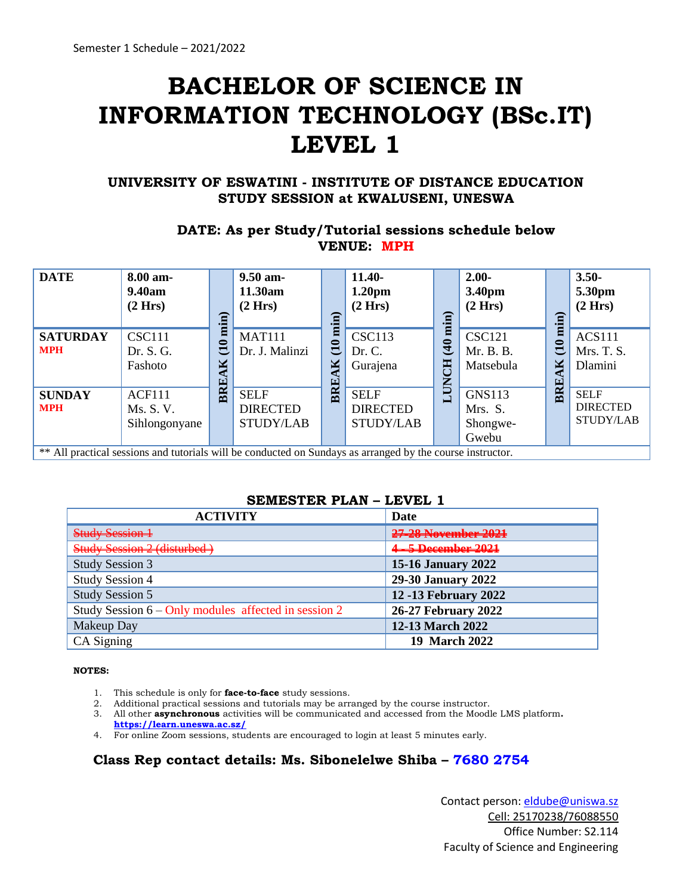Semester 1 Schedule – 2021/2022

# BACHELOR OF SCIENCE IN INFORMATION TECHNOLOGY (BSc.IT) LEVEL 1

### UNIVERSITY OF ESWATINI - INSTITUTE OF DISTANCE EDUCATION STUDY SESSION at KWALUSENI, UNESWA

**DATE: As per Study/Tutorial sessions schedule below**
**VENUE: MPH**

| DATE | 8.00 am-9.40am (2 Hrs) | | 9.50 am-11.30am (2 Hrs) | | 11.40-1.20pm (2 Hrs) | | 2.00-3.40pm (2 Hrs) | | 3.50-5.30pm (2 Hrs) |
|---|---|---|---|---|---|---|---|---|---|
| **SATURDAY** MPH | CSC111 Dr. S. G. Fashoto | BREAK (10 min) | MAT111 Dr. J. Malinzi | BREAK (10 min) | CSC113 Dr. C. Gurajena | LUNCH (40 min) | CSC121 Mr. B. B. Matsebula | BREAK (10 min) | ACS111 Mrs. T. S. Dlamini |
| **SUNDAY** MPH | ACF111 Ms. S. V. Sihlongonyane | | SELF DIRECTED STUDY/LAB | | SELF DIRECTED STUDY/LAB | | GNS113 Mrs. S. Shongwe-Gwebu | | SELF DIRECTED STUDY/LAB |

** All practical sessions and tutorials will be conducted on Sundays as arranged by the course instructor.

### SEMESTER PLAN – LEVEL 1

| ACTIVITY | Date |
|---|---|
| ~~Study Session 1~~ | ~~27-28 November 2021~~ |
| ~~Study Session 2 (disturbed )~~ | ~~4 - 5 December 2021~~ |
| Study Session 3 | **15-16 January 2022** |
| Study Session 4 | **29-30 January 2022** |
| Study Session 5 | **12 -13 February 2022** |
| Study Session 6 – Only modules affected in session 2 | **26-27 February 2022** |
| Makeup Day | **12-13 March 2022** |
| CA Signing | **19 March 2022** |

**NOTES:**

1. This schedule is only for **face-to-face** study sessions.
2. Additional practical sessions and tutorials may be arranged by the course instructor.
3. All other **asynchronous** activities will be communicated and accessed from the Moodle LMS platform. **https://learn.uneswa.ac.sz/**
4. For online Zoom sessions, students are encouraged to login at least 5 minutes early.

**Class Rep contact details: Ms. Sibonelelwe Shiba – 7680 2754**

Contact person: elduby@uniswa.sz
Cell: 25170238/76088550
Office Number: S2.114
Faculty of Science and Engineering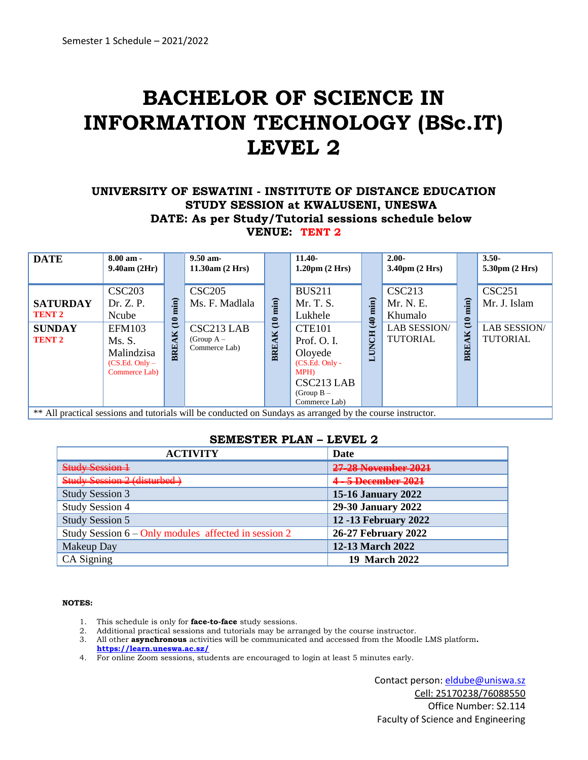# BACHELOR OF SCIENCE IN INFORMATION TECHNOLOGY (BSc.IT) LEVEL 2

### UNIVERSITY OF ESWATINI - INSTITUTE OF DISTANCE EDUCATION
### STUDY SESSION at KWALUSENI, UNESWA
### DATE: As per Study/Tutorial sessions schedule below
### VENUE: TENT 2

| DATE | 8.00 am - 9.40am (2Hr) | | 9.50 am- 11.30am (2 Hrs) | | 11.40- 1.20pm (2 Hrs) | | 2.00- 3.40pm (2 Hrs) | | 3.50- 5.30pm (2 Hrs) |
|---|---|---|---|---|---|---|---|---|---|
| **SATURDAY** TENT 2 | CSC203 Dr. Z. P. Ncube | BREAK (10 min) | CSC205 Ms. F. Madlala | BREAK (10 min) | BUS211 Mr. T. S. Lukhele | LUNCH (40 min) | CSC213 Mr. N. E. Khumalo | BREAK (10 min) | CSC251 Mr. J. Islam |
| **SUNDAY** TENT 2 | EFM103 Ms. S. Malindzisa (CS.Ed. Only – Commerce Lab) | BREAK (10 min) | CSC213 LAB (Group A – Commerce Lab) | BREAK (10 min) | CTE101 Prof. O. I. Oloyede (CS.Ed. Only - MPH) CSC213 LAB (Group B – Commerce Lab) | LUNCH (40 min) | LAB SESSION/ TUTORIAL | BREAK (10 min) | LAB SESSION/ TUTORIAL |

** All practical sessions and tutorials will be conducted on Sundays as arranged by the course instructor.

### SEMESTER PLAN – LEVEL 2

| ACTIVITY | Date |
|---|---|
| ~~Study Session 1~~ | ~~27-28 November 2021~~ |
| ~~Study Session 2 (disturbed )~~ | ~~4 - 5 December 2021~~ |
| Study Session 3 | **15-16 January 2022** |
| Study Session 4 | **29-30 January 2022** |
| Study Session 5 | **12 -13 February 2022** |
| Study Session 6 – Only modules affected in session 2 | **26-27 February 2022** |
| Makeup Day | **12-13 March 2022** |
| CA Signing | **19 March 2022** |

**NOTES:**

1. This schedule is only for **face-to-face** study sessions.
2. Additional practical sessions and tutorials may be arranged by the course instructor.
3. All other **asynchronous** activities will be communicated and accessed from the Moodle LMS platform**.** **https://learn.uneswa.ac.sz/**
4. For online Zoom sessions, students are encouraged to login at least 5 minutes early.

Contact person: elduble@uniswa.sz
Cell: 25170238/76088550
Office Number: S2.114
Faculty of Science and Engineering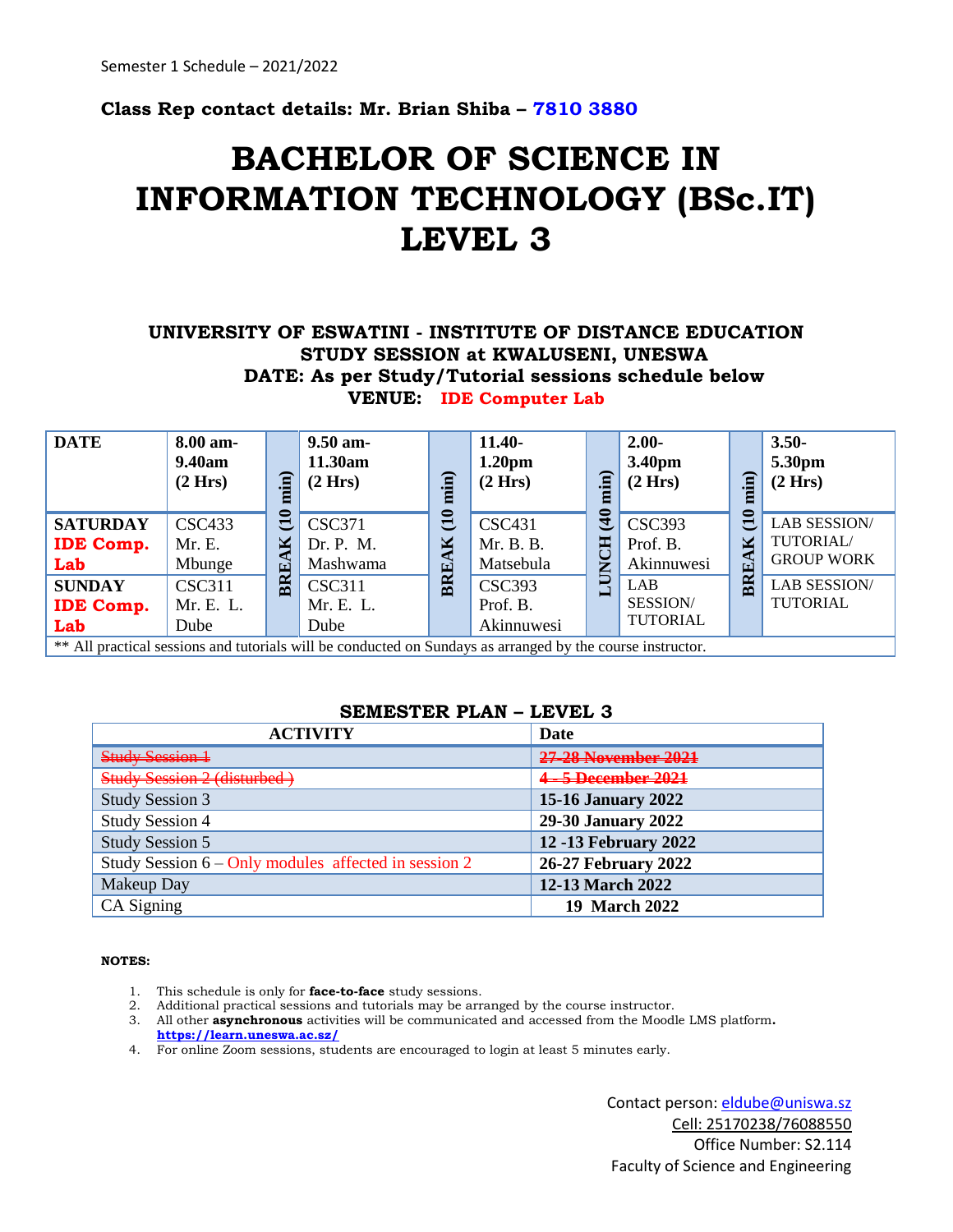Semester 1 Schedule – 2021/2022

**Class Rep contact details: Mr. Brian Shiba – 7810 3880**

# BACHELOR OF SCIENCE IN INFORMATION TECHNOLOGY (BSc.IT) LEVEL 3

**UNIVERSITY OF ESWATINI - INSTITUTE OF DISTANCE EDUCATION**
**STUDY SESSION at KWALUSENI, UNESWA**
**DATE: As per Study/Tutorial sessions schedule below**
**VENUE: IDE Computer Lab**

| DATE | 8.00 am-9.40am (2 Hrs) | BREAK (10 min) | 9.50 am-11.30am (2 Hrs) | BREAK (10 min) | 11.40-1.20pm (2 Hrs) | LUNCH (40 min) | 2.00-3.40pm (2 Hrs) | BREAK (10 min) | 3.50-5.30pm (2 Hrs) |
|---|---|---|---|---|---|---|---|---|---|
| **SATURDAY IDE Comp. Lab** | CSC433 Mr. E. Mbunge | | CSC371 Dr. P. M. Mashwama | | CSC431 Mr. B. B. Matsebula | | CSC393 Prof. B. Akinnuwesi | | LAB SESSION/ TUTORIAL/ GROUP WORK |
| **SUNDAY IDE Comp. Lab** | CSC311 Mr. E. L. Dube | | CSC311 Mr. E. L. Dube | | CSC393 Prof. B. Akinnuwesi | | LAB SESSION/ TUTORIAL | | LAB SESSION/ TUTORIAL |

** All practical sessions and tutorials will be conducted on Sundays as arranged by the course instructor.

## SEMESTER PLAN – LEVEL 3

| ACTIVITY | Date |
|---|---|
| ~~Study Session 1~~ | ~~**27-28 November 2021**~~ |
| ~~Study Session 2 (disturbed )~~ | ~~**4 - 5 December 2021**~~ |
| Study Session 3 | **15-16 January 2022** |
| Study Session 4 | **29-30 January 2022** |
| Study Session 5 | **12 -13 February 2022** |
| Study Session 6 – Only modules affected in session 2 | **26-27 February 2022** |
| Makeup Day | **12-13 March 2022** |
| CA Signing | **19 March 2022** |

**NOTES:**

1. This schedule is only for **face-to-face** study sessions.
2. Additional practical sessions and tutorials may be arranged by the course instructor.
3. All other **asynchronous** activities will be communicated and accessed from the Moodle LMS platform. **https://learn.uneswa.ac.sz/**
4. For online Zoom sessions, students are encouraged to login at least 5 minutes early.

Contact person: eldube@uniswa.sz
Cell: 25170238/76088550
Office Number: S2.114
Faculty of Science and Engineering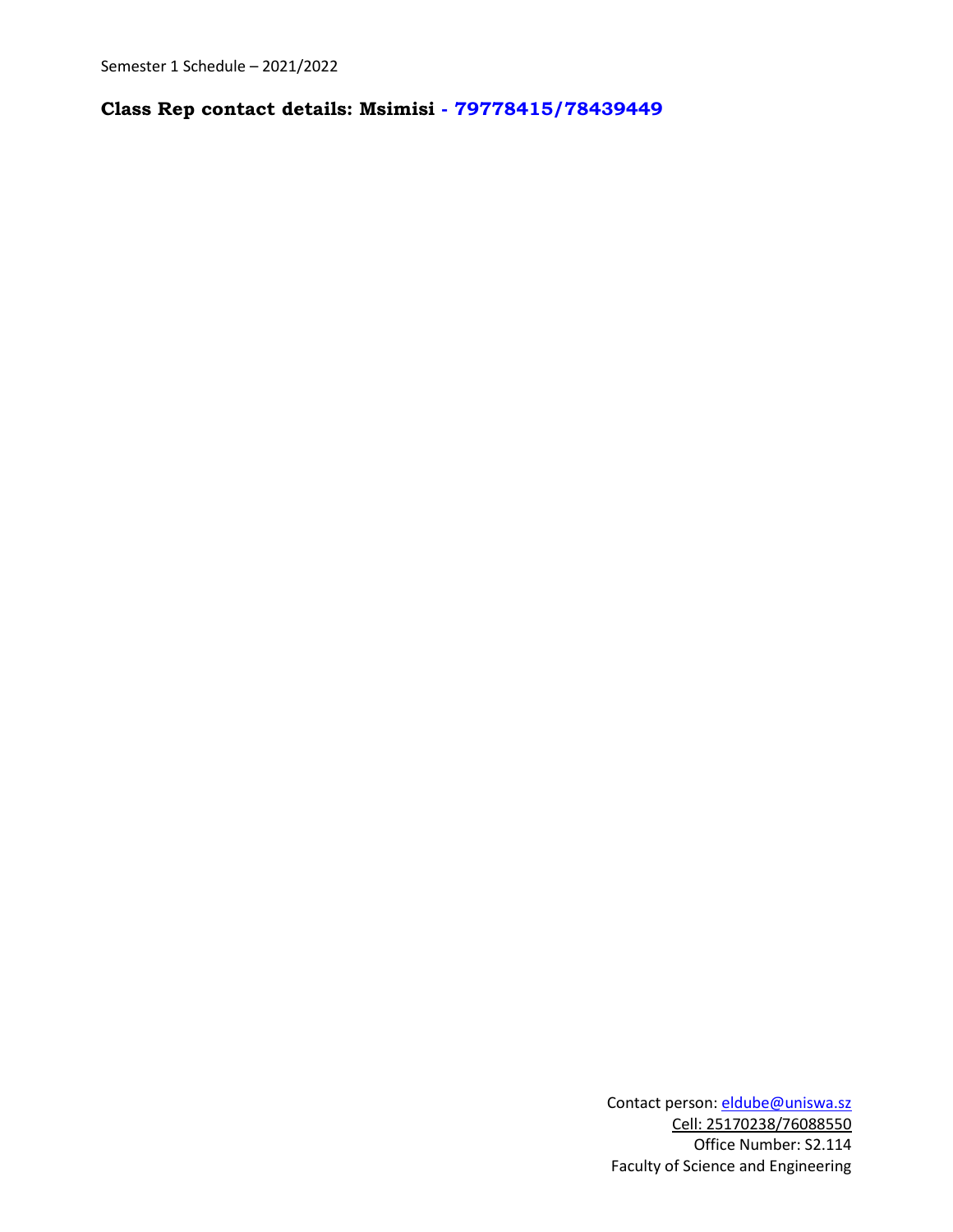**Class Rep contact details: Msimisi - 79778415/78439449**

Contact person: eldube@uniswa.sz
Cell: 25170238/76088550
Office Number: S2.114
Faculty of Science and Engineering